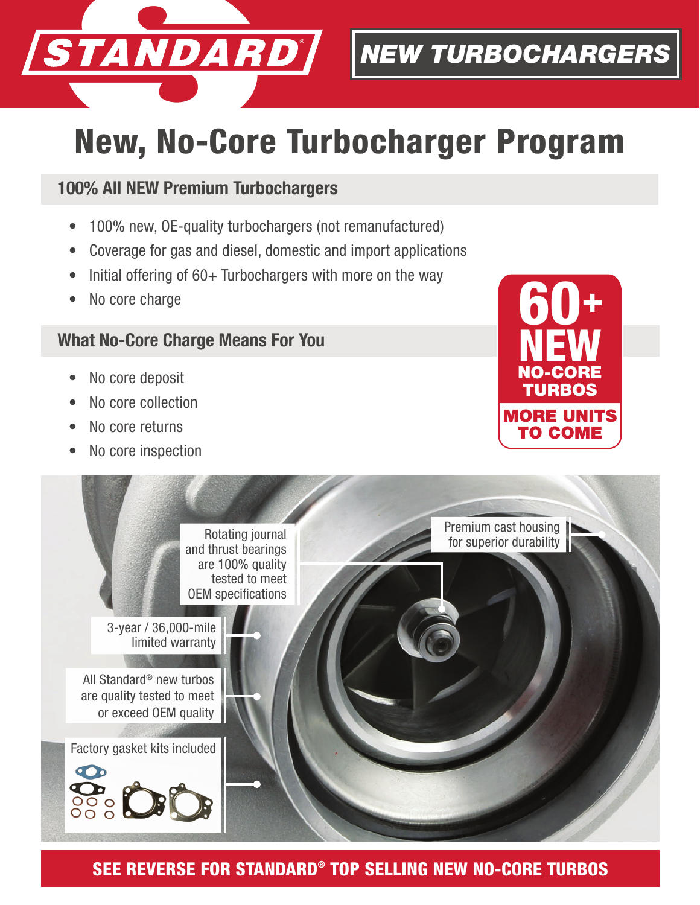**STANDARD®**

**NEW TURBOCHARGERS**

# New, No-Core Turbocharger Program

## 100% All NEW Premium Turbochargers

- 100% new, OE-quality turbochargers (not remanufactured)
- Coverage for gas and diesel, domestic and import applications
- Initial offering of 60+ Turbochargers with more on the way
- No core charge

**60+ NEW NO-CORE TURBOS**

**MORE UNITS TO COME**

## What No-Core Charge Means For You

- No core deposit
- No core collection
- No core returns
- No core inspection

Rotating journal and thrust bearings are 100% quality tested to meet OEM specifications

Premium cast housing for superior durability

3-year / 36,000-mile limited warranty

All Standard® new turbos are quality tested to meet or exceed OEM quality

Factory gasket kits included

**SEE REVERSE FOR STANDARD® TOP SELLING NEW NO-CORE TURBOS**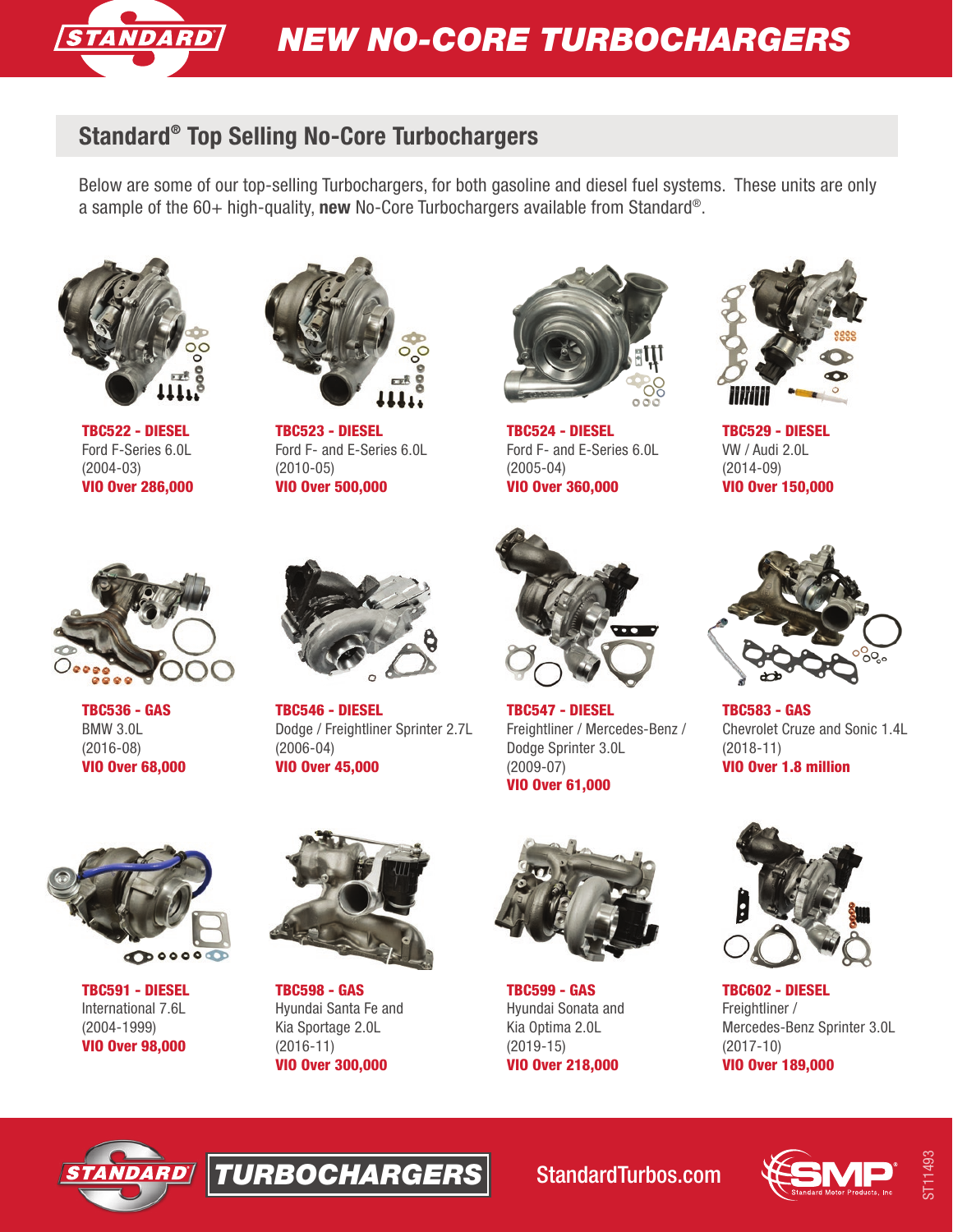# NEW NO-CORE TURBOCHARGERS

## Standard® Top Selling No-Core Turbochargers

Below are some of our top-selling Turbochargers, for both gasoline and diesel fuel systems. These units are only a sample of the 60+ high-quality, **new** No-Core Turbochargers available from Standard®.

**TBC522 - DIESEL**
Ford F-Series 6.0L
(2004-03)
**VIO Over 286,000**

**TBC523 - DIESEL**
Ford F- and E-Series 6.0L
(2010-05)
**VIO Over 500,000**

**TBC524 - DIESEL**
Ford F- and E-Series 6.0L
(2005-04)
**VIO Over 360,000**

**TBC529 - DIESEL**
VW / Audi 2.0L
(2014-09)
**VIO Over 150,000**

**TBC536 - GAS**
BMW 3.0L
(2016-08)
**VIO Over 68,000**

**TBC546 - DIESEL**
Dodge / Freightliner Sprinter 2.7L
(2006-04)
**VIO Over 45,000**

**TBC547 - DIESEL**
Freightliner / Mercedes-Benz / Dodge Sprinter 3.0L
(2009-07)
**VIO Over 61,000**

**TBC583 - GAS**
Chevrolet Cruze and Sonic 1.4L
(2018-11)
**VIO Over 1.8 million**

**TBC591 - DIESEL**
International 7.6L
(2004-1999)
**VIO Over 98,000**

**TBC598 - GAS**
Hyundai Santa Fe and Kia Sportage 2.0L
(2016-11)
**VIO Over 300,000**

**TBC599 - GAS**
Hyundai Sonata and Kia Optima 2.0L
(2019-15)
**VIO Over 218,000**

**TBC602 - DIESEL**
Freightliner / Mercedes-Benz Sprinter 3.0L
(2017-10)
**VIO Over 189,000**

STANDARD TURBOCHARGERS

StandardTurbos.com

SMP Standard Motor Products, Inc

ST11493